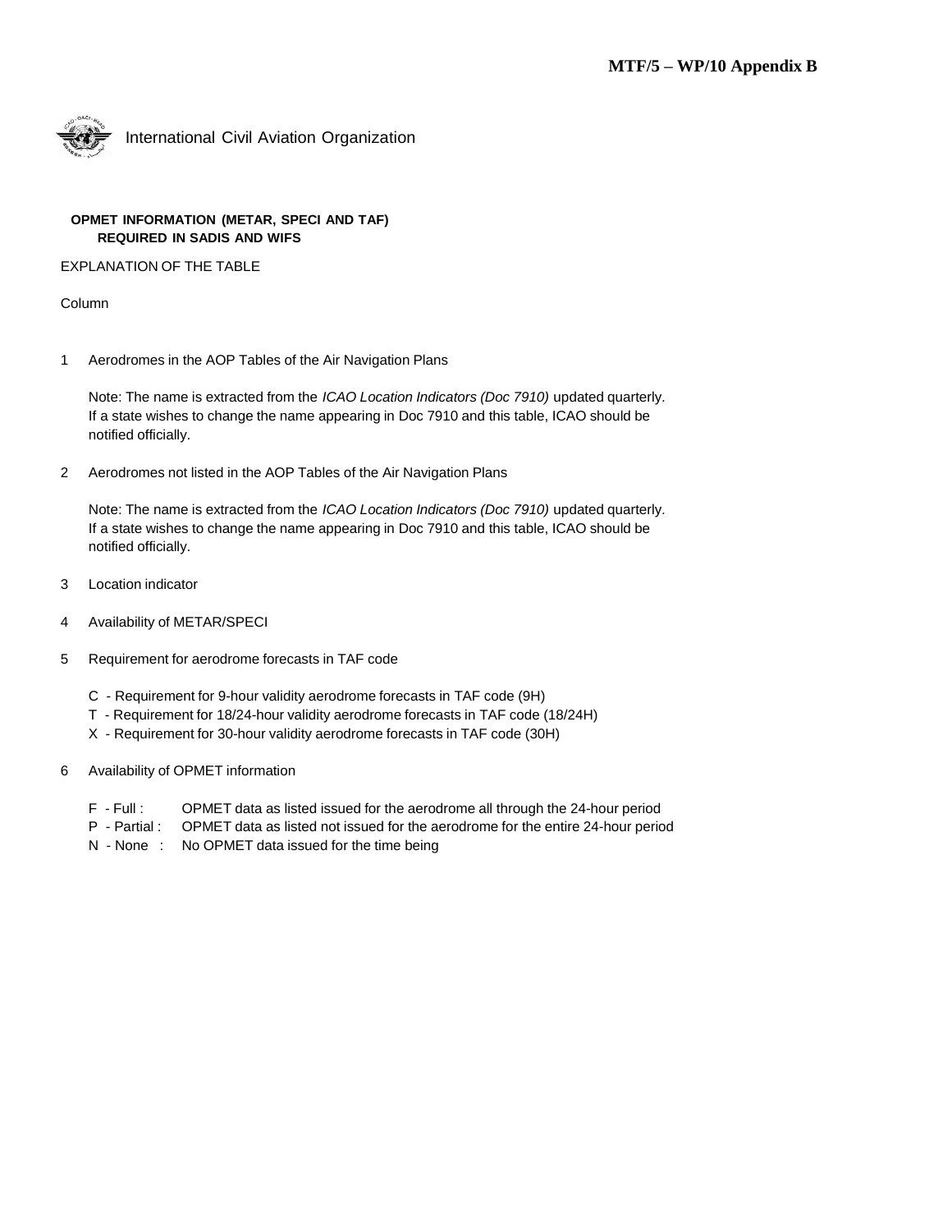**MTF/5 – WP/10 Appendix B**

International Civil Aviation Organization

**OPMET INFORMATION (METAR, SPECI AND TAF)
REQUIRED IN SADIS AND WIFS**

EXPLANATION OF THE TABLE

Column

1 Aerodromes in the AOP Tables of the Air Navigation Plans

Note: The name is extracted from the *ICAO Location Indicators (Doc 7910)* updated quarterly. If a state wishes to change the name appearing in Doc 7910 and this table, ICAO should be notified officially.

2 Aerodromes not listed in the AOP Tables of the Air Navigation Plans

Note: The name is extracted from the *ICAO Location Indicators (Doc 7910)* updated quarterly. If a state wishes to change the name appearing in Doc 7910 and this table, ICAO should be notified officially.

3 Location indicator

4 Availability of METAR/SPECI

5 Requirement for aerodrome forecasts in TAF code

- C - Requirement for 9-hour validity aerodrome forecasts in TAF code (9H)
- T - Requirement for 18/24-hour validity aerodrome forecasts in TAF code (18/24H)
- X - Requirement for 30-hour validity aerodrome forecasts in TAF code (30H)

6 Availability of OPMET information

- F - Full : OPMET data as listed issued for the aerodrome all through the 24-hour period
- P - Partial : OPMET data as listed not issued for the aerodrome for the entire 24-hour period
- N - None : No OPMET data issued for the time being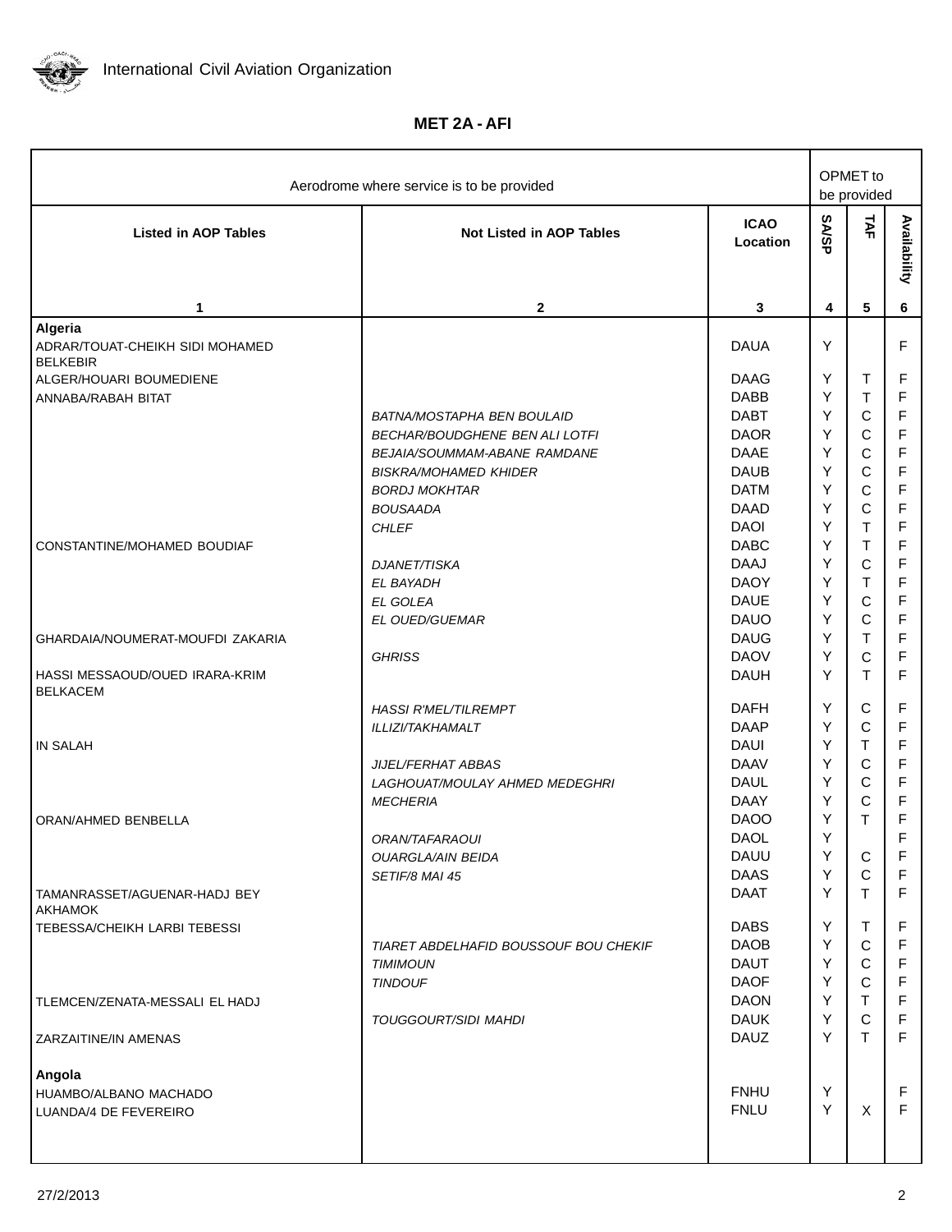# MET 2A - AFI

| Aerodrome where service is to be provided | | | OPMET to be provided | | |
|---|---|---|---|---|---|
| **Listed in AOP Tables** | **Not Listed in AOP Tables** | **ICAO Location** | **SA/SP** | **TAF** | **Availability** |
| **1** | **2** | **3** | **4** | **5** | **6** |
| **Algeria** | | | | | |
| ADRAR/TOUAT-CHEIKH SIDI MOHAMED BELKEBIR | | DAUA | Y | | F |
| ALGER/HOUARI BOUMEDIENE | | DAAG | Y | T | F |
| ANNABA/RABAH BITAT | | DABB | Y | T | F |
| | *BATNA/MOSTAPHA BEN BOULAID* | DABT | Y | C | F |
| | *BECHAR/BOUDGHENE BEN ALI LOTFI* | DAOR | Y | C | F |
| | *BEJAIA/SOUMMAM-ABANE RAMDANE* | DAAE | Y | C | F |
| | *BISKRA/MOHAMED KHIDER* | DAUB | Y | C | F |
| | *BORDJ MOKHTAR* | DATM | Y | C | F |
| | *BOUSAADA* | DAAD | Y | C | F |
| | *CHLEF* | DAOI | Y | T | F |
| CONSTANTINE/MOHAMED BOUDIAF | | DABC | Y | T | F |
| | *DJANET/TISKA* | DAAJ | Y | C | F |
| | *EL BAYADH* | DAOY | Y | T | F |
| | *EL GOLEA* | DAUE | Y | C | F |
| | *EL OUED/GUEMAR* | DAUO | Y | C | F |
| GHARDAIA/NOUMERAT-MOUFDI ZAKARIA | | DAUG | Y | T | F |
| | *GHRISS* | DAOV | Y | C | F |
| HASSI MESSAOUD/OUED IRARA-KRIM BELKACEM | | DAUH | Y | T | F |
| | *HASSI R'MEL/TILREMPT* | DAFH | Y | C | F |
| | *ILLIZI/TAKHAMALT* | DAAP | Y | C | F |
| IN SALAH | | DAUI | Y | T | F |
| | *JIJEL/FERHAT ABBAS* | DAAV | Y | C | F |
| | *LAGHOUAT/MOULAY AHMED MEDEGHRI* | DAUL | Y | C | F |
| | *MECHERIA* | DAAY | Y | C | F |
| ORAN/AHMED BENBELLA | | DAOO | Y | T | F |
| | *ORAN/TAFARAOUI* | DAOL | Y | | F |
| | *OUARGLA/AIN BEIDA* | DAUU | Y | C | F |
| | *SETIF/8 MAI 45* | DAAS | Y | C | F |
| TAMANRASSET/AGUENAR-HADJ BEY AKHAMOK | | DAAT | Y | T | F |
| TEBESSA/CHEIKH LARBI TEBESSI | | DABS | Y | T | F |
| | *TIARET ABDELHAFID BOUSSOUF BOU CHEKIF* | DAOB | Y | C | F |
| | *TIMIMOUN* | DAUT | Y | C | F |
| | *TINDOUF* | DAOF | Y | C | F |
| TLEMCEN/ZENATA-MESSALI EL HADJ | | DAON | Y | T | F |
| | *TOUGGOURT/SIDI MAHDI* | DAUK | Y | C | F |
| ZARZAITINE/IN AMENAS | | DAUZ | Y | T | F |
| **Angola** | | | | | |
| HUAMBO/ALBANO MACHADO | | FNHU | Y | | F |
| LUANDA/4 DE FEVEREIRO | | FNLU | Y | X | F |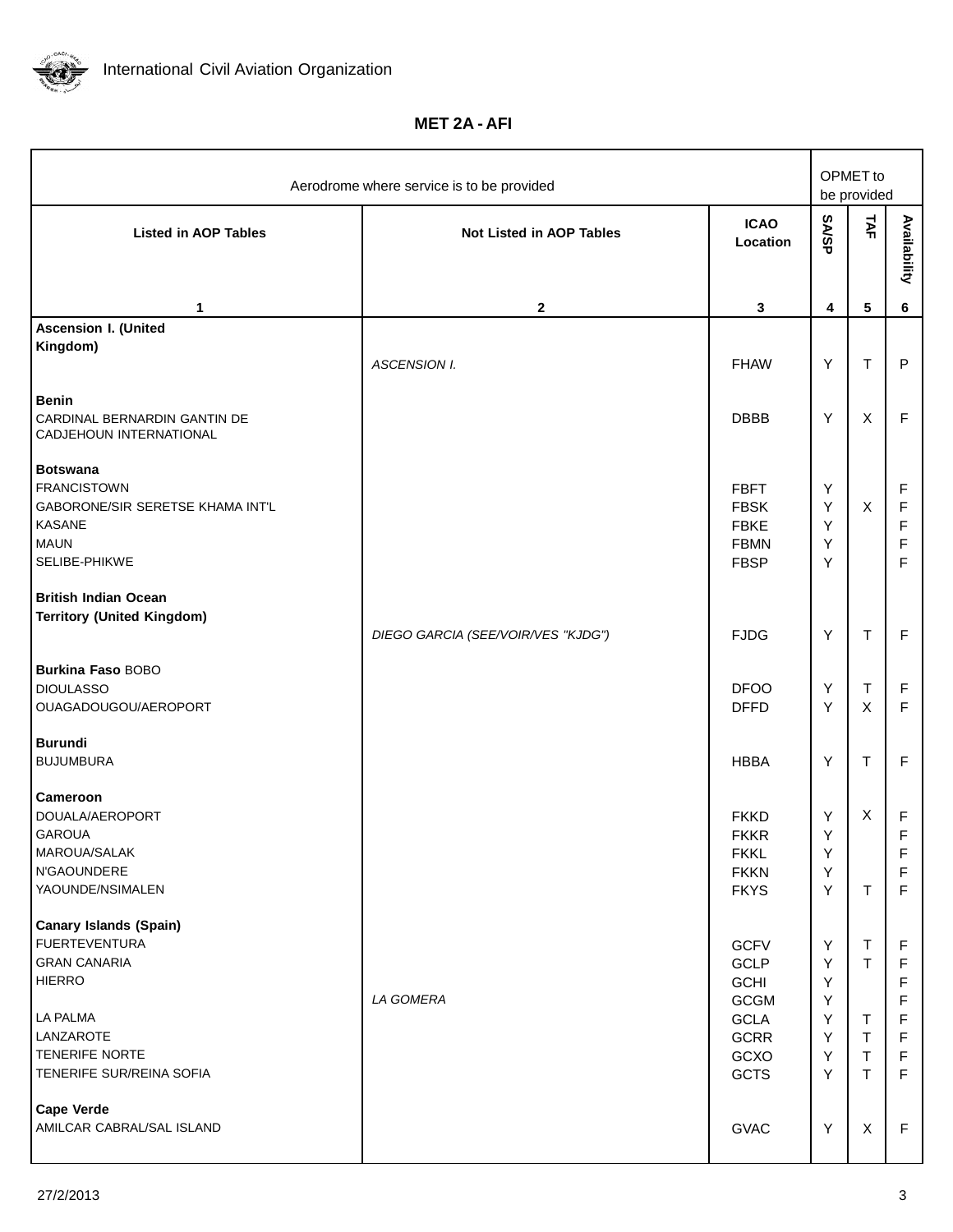## MET 2A - AFI

| Aerodrome where service is to be provided | | | OPMET to be provided | | |
|---|---|---|---|---|---|
| Listed in AOP Tables | Not Listed in AOP Tables | ICAO Location | SA/SP | TAF | Availability |
| 1 | 2 | 3 | 4 | 5 | 6 |
| **Ascension I. (United Kingdom)** | | | | | |
| | *ASCENSION I.* | FHAW | Y | T | P |
| **Benin** | | | | | |
| CARDINAL BERNARDIN GANTIN DE CADJEHOUN INTERNATIONAL | | DBBB | Y | X | F |
| **Botswana** | | | | | |
| FRANCISTOWN | | FBFT | Y | | F |
| GABORONE/SIR SERETSE KHAMA INT'L | | FBSK | Y | X | F |
| KASANE | | FBKE | Y | | F |
| MAUN | | FBMN | Y | | F |
| SELIBE-PHIKWE | | FBSP | Y | | F |
| **British Indian Ocean Territory (United Kingdom)** | | | | | |
| | *DIEGO GARCIA (SEE/VOIR/VES "KJDG")* | FJDG | Y | T | F |
| **Burkina Faso** BOBO | | | | | |
| DIOULASSO | | DFOO | Y | T | F |
| OUAGADOUGOU/AEROPORT | | DFFD | Y | X | F |
| **Burundi** | | | | | |
| BUJUMBURA | | HBBA | Y | T | F |
| **Cameroon** | | | | | |
| DOUALA/AEROPORT | | FKKD | Y | X | F |
| GAROUA | | FKKR | Y | | F |
| MAROUA/SALAK | | FKKL | Y | | F |
| N'GAOUNDERE | | FKKN | Y | | F |
| YAOUNDE/NSIMALEN | | FKYS | Y | T | F |
| **Canary Islands (Spain)** | | | | | |
| FUERTEVENTURA | | GCFV | Y | T | F |
| GRAN CANARIA | | GCLP | Y | T | F |
| HIERRO | | GCHI | Y | | F |
| | *LA GOMERA* | GCGM | Y | | F |
| LA PALMA | | GCLA | Y | T | F |
| LANZAROTE | | GCRR | Y | T | F |
| TENERIFE NORTE | | GCXO | Y | T | F |
| TENERIFE SUR/REINA SOFIA | | GCTS | Y | T | F |
| **Cape Verde** | | | | | |
| AMILCAR CABRAL/SAL ISLAND | | GVAC | Y | X | F |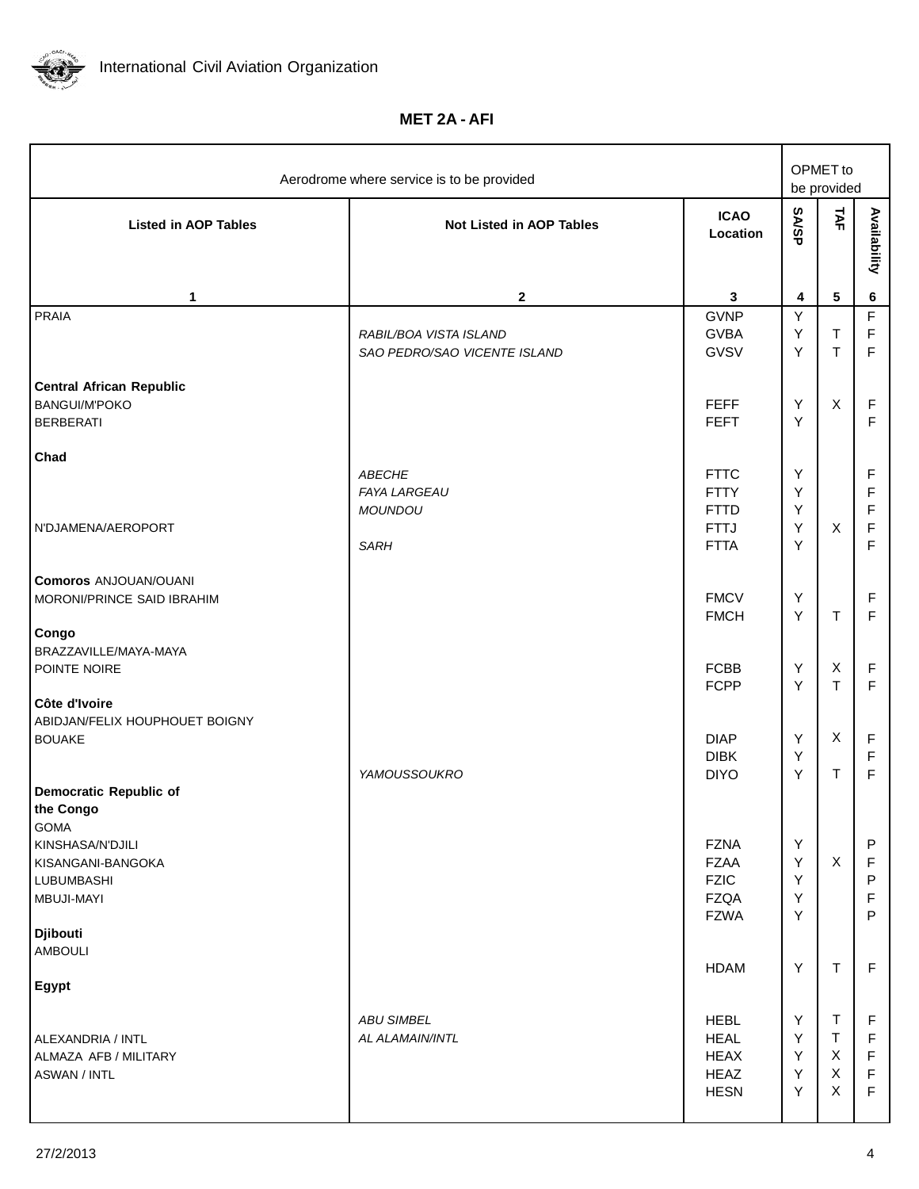**MET 2A - AFI**

| Aerodrome where service is to be provided | | | OPMET to be provided | | |
|---|---|---|---|---|---|
| **Listed in AOP Tables** | **Not Listed in AOP Tables** | **ICAO Location** | **SA/SP** | **TAF** | **Availability** |
| **1** | **2** | **3** | **4** | **5** | **6** |
| PRAIA | | GVNP | Y | | F |
| | *RABIL/BOA VISTA ISLAND* | GVBA | Y | T | F |
| | *SAO PEDRO/SAO VICENTE ISLAND* | GVSV | Y | T | F |
| **Central African Republic** | | | | | |
| BANGUI/M'POKO | | FEFF | Y | X | F |
| BERBERATI | | FEFT | Y | | F |
| **Chad** | | | | | |
| | *ABECHE* | FTTC | Y | | F |
| | *FAYA LARGEAU* | FTTY | Y | | F |
| | *MOUNDOU* | FTTD | Y | | F |
| N'DJAMENA/AEROPORT | | FTTJ | Y | X | F |
| | *SARH* | FTTA | Y | | F |
| **Comoros** ANJOUAN/OUANI | | | | | |
| MORONI/PRINCE SAID IBRAHIM | | FMCV | Y | | F |
| | | FMCH | Y | T | F |
| **Congo** | | | | | |
| BRAZZAVILLE/MAYA-MAYA | | | | | |
| POINTE NOIRE | | FCBB | Y | X | F |
| | | FCPP | Y | T | F |
| **Côte d'Ivoire** | | | | | |
| ABIDJAN/FELIX HOUPHOUET BOIGNY | | | | | |
| BOUAKE | | DIAP | Y | X | F |
| | | DIBK | Y | | F |
| | *YAMOUSSOUKRO* | DIYO | Y | T | F |
| **Democratic Republic of the Congo** | | | | | |
| GOMA | | | | | |
| KINSHASA/N'DJILI | | FZNA | Y | | P |
| KISANGANI-BANGOKA | | FZAA | Y | X | F |
| LUBUMBASHI | | FZIC | Y | | P |
| MBUJI-MAYI | | FZQA | Y | | F |
| | | FZWA | Y | | P |
| **Djibouti** | | | | | |
| AMBOULI | | | | | |
| | | HDAM | Y | T | F |
| **Egypt** | | | | | |
| | *ABU SIMBEL* | HEBL | Y | T | F |
| ALEXANDRIA / INTL | *AL ALAMAIN/INTL* | HEAL | Y | T | F |
| ALMAZA AFB / MILITARY | | HEAX | Y | X | F |
| ASWAN / INTL | | HEAZ | Y | X | F |
| | | HESN | Y | X | F |

27/2/2013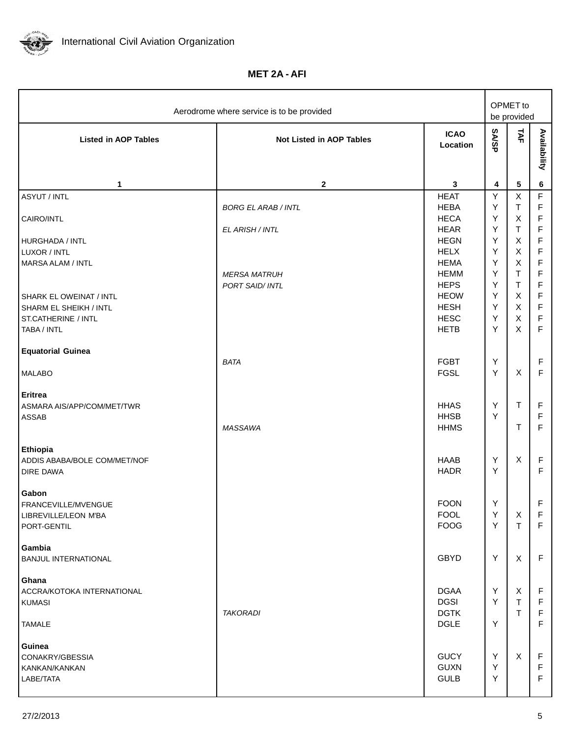## MET 2A - AFI

| Aerodrome where service is to be provided | | | OPMET to be provided | | |
|---|---|---|---|---|---|
| **Listed in AOP Tables** | **Not Listed in AOP Tables** | **ICAO Location** | **SA/SP** | **TAF** | **Availability** |
| 1 | 2 | 3 | 4 | 5 | 6 |
| ASYUT / INTL | | HEAT | Y | X | F |
| | *BORG EL ARAB / INTL* | HEBA | Y | T | F |
| CAIRO/INTL | | HECA | Y | X | F |
| | *EL ARISH / INTL* | HEAR | Y | T | F |
| HURGHADA / INTL | | HEGN | Y | X | F |
| LUXOR / INTL | | HELX | Y | X | F |
| MARSA ALAM / INTL | | HEMA | Y | X | F |
| | *MERSA MATRUH* | HEMM | Y | T | F |
| | *PORT SAID/ INTL* | HEPS | Y | T | F |
| SHARK EL OWEINAT / INTL | | HEOW | Y | X | F |
| SHARM EL SHEIKH / INTL | | HESH | Y | X | F |
| ST.CATHERINE / INTL | | HESC | Y | X | F |
| TABA / INTL | | HETB | Y | X | F |
| **Equatorial Guinea** | | | | | |
| | *BATA* | FGBT | Y | | F |
| MALABO | | FGSL | Y | X | F |
| **Eritrea** | | | | | |
| ASMARA AIS/APP/COM/MET/TWR | | HHAS | Y | T | F |
| ASSAB | | HHSB | Y | | F |
| | *MASSAWA* | HHMS | | T | F |
| **Ethiopia** | | | | | |
| ADDIS ABABA/BOLE COM/MET/NOF | | HAAB | Y | X | F |
| DIRE DAWA | | HADR | Y | | F |
| **Gabon** | | | | | |
| FRANCEVILLE/MVENGUE | | FOON | Y | | F |
| LIBREVILLE/LEON M'BA | | FOOL | Y | X | F |
| PORT-GENTIL | | FOOG | Y | T | F |
| **Gambia** | | | | | |
| BANJUL INTERNATIONAL | | GBYD | Y | X | F |
| **Ghana** | | | | | |
| ACCRA/KOTOKA INTERNATIONAL | | DGAA | Y | X | F |
| KUMASI | | DGSI | Y | T | F |
| | *TAKORADI* | DGTK | | T | F |
| TAMALE | | DGLE | Y | | F |
| **Guinea** | | | | | |
| CONAKRY/GBESSIA | | GUCY | Y | X | F |
| KANKAN/KANKAN | | GUXN | Y | | F |
| LABE/TATA | | GULB | Y | | F |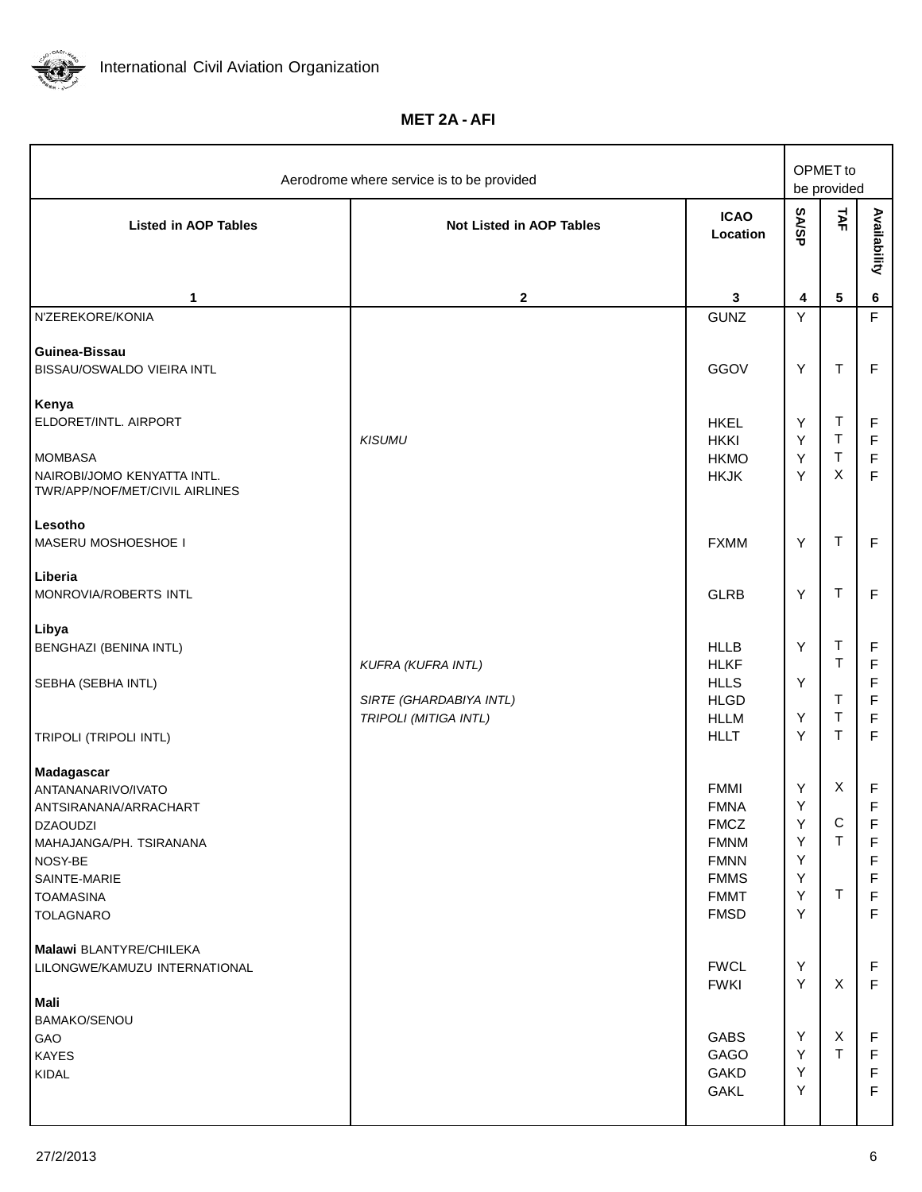International Civil Aviation Organization

## MET 2A - AFI

| Aerodrome where service is to be provided | | | OPMET to be provided | | |
|---|---|---|---|---|---|
| Listed in AOP Tables | Not Listed in AOP Tables | ICAO Location | SA/SP | TAF | Availability |
| 1 | 2 | 3 | 4 | 5 | 6 |
| N'ZEREKORE/KONIA | | GUNZ | Y | | F |
| **Guinea-Bissau** | | | | | |
| BISSAU/OSWALDO VIEIRA INTL | | GGOV | Y | T | F |
| **Kenya** | | | | | |
| ELDORET/INTL. AIRPORT | | HKEL | Y | T | F |
| | *KISUMU* | HKKI | Y | T | F |
| MOMBASA | | HKMO | Y | T | F |
| NAIROBI/JOMO KENYATTA INTL. TWR/APP/NOF/MET/CIVIL AIRLINES | | HKJK | Y | X | F |
| **Lesotho** | | | | | |
| MASERU MOSHOESHOE I | | FXMM | Y | T | F |
| **Liberia** | | | | | |
| MONROVIA/ROBERTS INTL | | GLRB | Y | T | F |
| **Libya** | | | | | |
| BENGHAZI (BENINA INTL) | | HLLB | Y | T | F |
| | *KUFRA (KUFRA INTL)* | HLKF | | T | F |
| SEBHA (SEBHA INTL) | | HLLS | Y | | F |
| | *SIRTE (GHARDABIYA INTL)* | HLGD | | T | F |
| | *TRIPOLI (MITIGA INTL)* | HLLM | Y | T | F |
| TRIPOLI (TRIPOLI INTL) | | HLLT | Y | T | F |
| **Madagascar** | | | | | |
| ANTANANARIVO/IVATO | | FMMI | Y | X | F |
| ANTSIRANANA/ARRACHART | | FMNA | Y | | F |
| DZAOUDZI | | FMCZ | Y | C | F |
| MAHAJANGA/PH. TSIRANANA | | FMNM | Y | T | F |
| NOSY-BE | | FMNN | Y | | F |
| SAINTE-MARIE | | FMMS | Y | | F |
| TOAMASINA | | FMMT | Y | T | F |
| TOLAGNARO | | FMSD | Y | | F |
| **Malawi** BLANTYRE/CHILEKA | | FWCL | Y | | F |
| LILONGWE/KAMUZU INTERNATIONAL | | FWKI | Y | X | F |
| **Mali** | | | | | |
| BAMAKO/SENOU | | GABS | Y | X | F |
| GAO | | GAGO | Y | T | F |
| KAYES | | GAKD | Y | | F |
| KIDAL | | GAKL | Y | | F |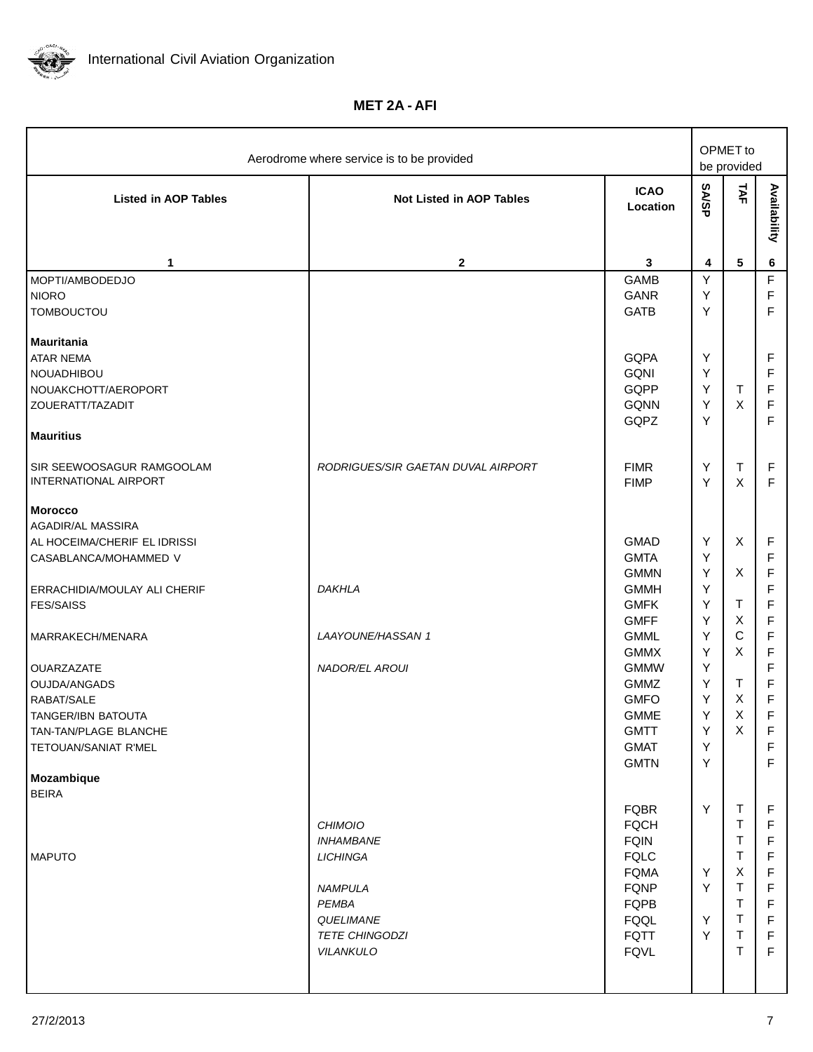**MET 2A - AFI**

| Aerodrome where service is to be provided | | | OPMET to be provided | | |
|---|---|---|---|---|---|
| **Listed in AOP Tables** | **Not Listed in AOP Tables** | **ICAO Location** | **SA/SP** | **TAF** | **Availability** |
| **1** | **2** | **3** | **4** | **5** | **6** |
| MOPTI/AMBODEDJO | | GAMB | Y | | F |
| NIORO | | GANR | Y | | F |
| TOMBOUCTOU | | GATB | Y | | F |
| **Mauritania** | | | | | |
| ATAR NEMA | | GQPA | Y | | F |
| NOUADHIBOU | | GQNI | Y | | F |
| NOUAKCHOTT/AEROPORT | | GQPP | Y | T | F |
| ZOUERATT/TAZADIT | | GQNN | Y | X | F |
| | | GQPZ | Y | | F |
| **Mauritius** | | | | | |
| SIR SEEWOOSAGUR RAMGOOLAM | *RODRIGUES/SIR GAETAN DUVAL AIRPORT* | FIMR | Y | T | F |
| INTERNATIONAL AIRPORT | | FIMP | Y | X | F |
| **Morocco** | | | | | |
| AGADIR/AL MASSIRA | | | | | |
| AL HOCEIMA/CHERIF EL IDRISSI | | GMAD | Y | X | F |
| CASABLANCA/MOHAMMED V | | GMTA | Y | | F |
| | | GMMN | Y | X | F |
| ERRACHIDIA/MOULAY ALI CHERIF | *DAKHLA* | GMMH | Y | | F |
| FES/SAISS | | GMFK | Y | T | F |
| | | GMFF | Y | X | F |
| MARRAKECH/MENARA | *LAAYOUNE/HASSAN 1* | GMML | Y | C | F |
| | | GMMX | Y | X | F |
| OUARZAZATE | *NADOR/EL AROUI* | GMMW | Y | | F |
| OUJDA/ANGADS | | GMMZ | Y | T | F |
| RABAT/SALE | | GMFO | Y | X | F |
| TANGER/IBN BATOUTA | | GMME | Y | X | F |
| TAN-TAN/PLAGE BLANCHE | | GMTT | Y | X | F |
| TETOUAN/SANIAT R'MEL | | GMAT | Y | | F |
| | | GMTN | Y | | F |
| **Mozambique** | | | | | |
| BEIRA | | | | | |
| | | FQBR | Y | T | F |
| | *CHIMOIO* | FQCH | | T | F |
| | *INHAMBANE* | FQIN | | T | F |
| MAPUTO | *LICHINGA* | FQLC | | T | F |
| | | FQMA | Y | X | F |
| | *NAMPULA* | FQNP | Y | T | F |
| | *PEMBA* | FQPB | | T | F |
| | *QUELIMANE* | FQQL | Y | T | F |
| | *TETE CHINGODZI* | FQTT | Y | T | F |
| | *VILANKULO* | FQVL | | T | F |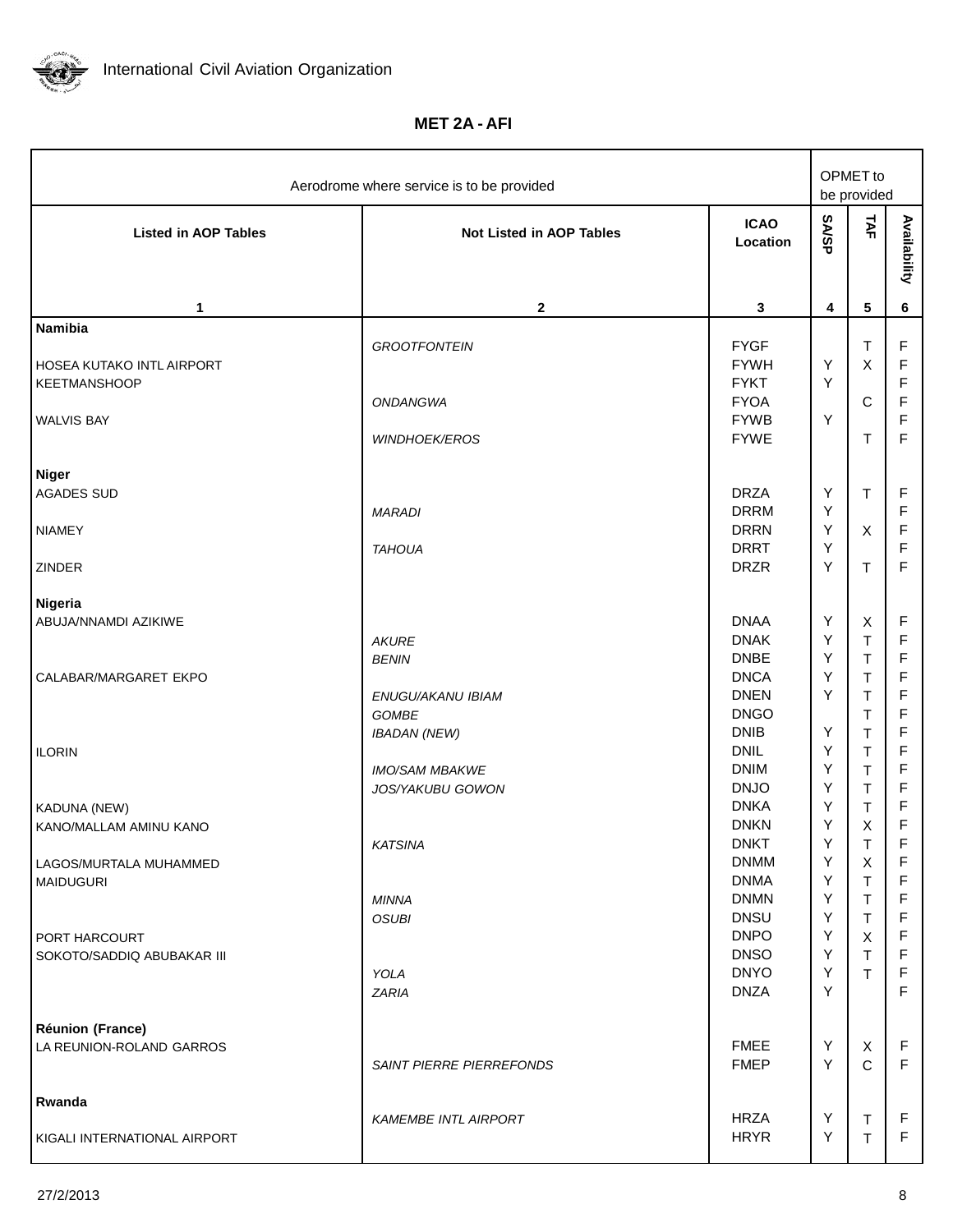## MET 2A - AFI

| Aerodrome where service is to be provided | | | OPMET to be provided | | |
|---|---|---|---|---|---|
| **Listed in AOP Tables** | **Not Listed in AOP Tables** | **ICAO Location** | **SA/SP** | **TAF** | **Availability** |
| 1 | 2 | 3 | 4 | 5 | 6 |
| **Namibia** | | | | | |
| | *GROOTFONTEIN* | FYGF | | T | F |
| HOSEA KUTAKO INTL AIRPORT | | FYWH | Y | X | F |
| KEETMANSHOOP | | FYKT | Y | | F |
| | *ONDANGWA* | FYOA | | C | F |
| WALVIS BAY | | FYWB | Y | | F |
| | *WINDHOEK/EROS* | FYWE | | T | F |
| **Niger** | | | | | |
| AGADES SUD | | DRZA | Y | T | F |
| | *MARADI* | DRRM | Y | | F |
| NIAMEY | | DRRN | Y | X | F |
| | *TAHOUA* | DRRT | Y | | F |
| ZINDER | | DRZR | Y | T | F |
| **Nigeria** | | | | | |
| ABUJA/NNAMDI AZIKIWE | | DNAA | Y | X | F |
| | *AKURE* | DNAK | Y | T | F |
| | *BENIN* | DNBE | Y | T | F |
| CALABAR/MARGARET EKPO | | DNCA | Y | T | F |
| | *ENUGU/AKANU IBIAM* | DNEN | Y | T | F |
| | *GOMBE* | DNGO | | T | F |
| | *IBADAN (NEW)* | DNIB | Y | T | F |
| ILORIN | | DNIL | Y | T | F |
| | *IMO/SAM MBAKWE* | DNIM | Y | T | F |
| | *JOS/YAKUBU GOWON* | DNJO | Y | T | F |
| KADUNA (NEW) | | DNKA | Y | T | F |
| KANO/MALLAM AMINU KANO | | DNKN | Y | X | F |
| | *KATSINA* | DNKT | Y | T | F |
| LAGOS/MURTALA MUHAMMED | | DNMM | Y | X | F |
| MAIDUGURI | | DNMA | Y | T | F |
| | *MINNA* | DNMN | Y | T | F |
| | *OSUBI* | DNSU | Y | T | F |
| PORT HARCOURT | | DNPO | Y | X | F |
| SOKOTO/SADDIQ ABUBAKAR III | | DNSO | Y | T | F |
| | *YOLA* | DNYO | Y | T | F |
| | *ZARIA* | DNZA | Y | | F |
| **Réunion (France)** | | | | | |
| LA REUNION-ROLAND GARROS | | FMEE | Y | X | F |
| | *SAINT PIERRE PIERREFONDS* | FMEP | Y | C | F |
| **Rwanda** | | | | | |
| | *KAMEMBE INTL AIRPORT* | HRZA | Y | T | F |
| KIGALI INTERNATIONAL AIRPORT | | HRYR | Y | T | F |

27/2/2013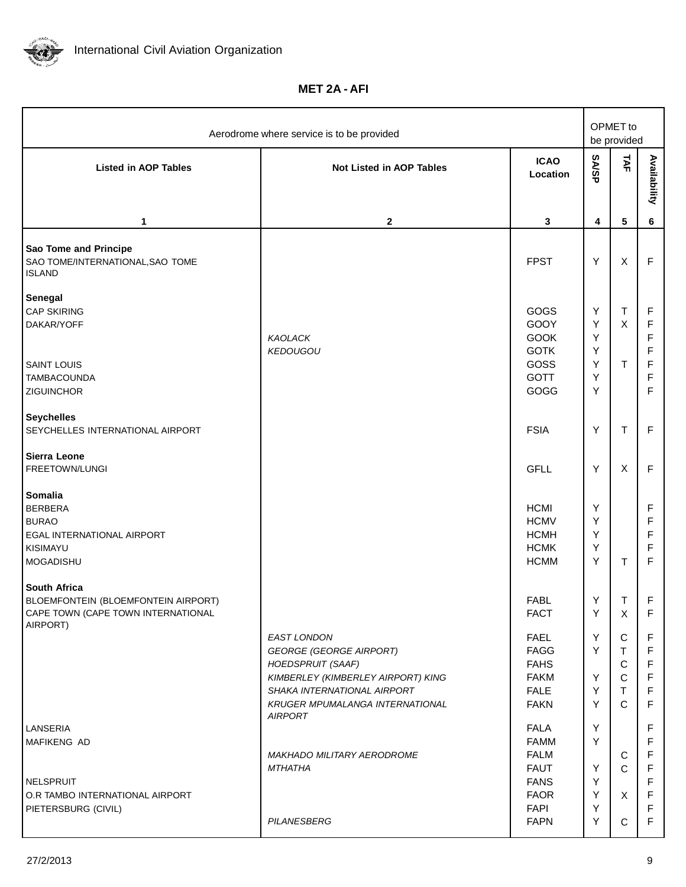International Civil Aviation Organization

## MET 2A - AFI

| Aerodrome where service is to be provided | | | OPMET to be provided | | |
|---|---|---|---|---|---|
| **Listed in AOP Tables** | **Not Listed in AOP Tables** | **ICAO Location** | **SA/SP** | **TAF** | **Availability** |
| **1** | **2** | **3** | **4** | **5** | **6** |
| **Sao Tome and Principe** | | | | | |
| SAO TOME/INTERNATIONAL,SAO TOME ISLAND | | FPST | Y | X | F |
| **Senegal** | | | | | |
| CAP SKIRING | | GOGS | Y | T | F |
| DAKAR/YOFF | | GOOY | Y | X | F |
| | *KAOLACK* | GOOK | Y | | F |
| | *KEDOUGOU* | GOTK | Y | | F |
| SAINT LOUIS | | GOSS | Y | T | F |
| TAMBACOUNDA | | GOTT | Y | | F |
| ZIGUINCHOR | | GOGG | Y | | F |
| **Seychelles** | | | | | |
| SEYCHELLES INTERNATIONAL AIRPORT | | FSIA | Y | T | F |
| **Sierra Leone** | | | | | |
| FREETOWN/LUNGI | | GFLL | Y | X | F |
| **Somalia** | | | | | |
| BERBERA | | HCMI | Y | | F |
| BURAO | | HCMV | Y | | F |
| EGAL INTERNATIONAL AIRPORT | | HCMH | Y | | F |
| KISIMAYU | | HCMK | Y | | F |
| MOGADISHU | | HCMM | Y | T | F |
| **South Africa** | | | | | |
| BLOEMFONTEIN (BLOEMFONTEIN AIRPORT) | | FABL | Y | T | F |
| CAPE TOWN (CAPE TOWN INTERNATIONAL AIRPORT) | | FACT | Y | X | F |
| | *EAST LONDON* | FAEL | Y | C | F |
| | *GEORGE (GEORGE AIRPORT)* | FAGG | Y | T | F |
| | *HOEDSPRUIT (SAAF)* | FAHS | | C | F |
| | *KIMBERLEY (KIMBERLEY AIRPORT) KING* | FAKM | Y | C | F |
| | *SHAKA INTERNATIONAL AIRPORT* | FALE | Y | T | F |
| | *KRUGER MPUMALANGA INTERNATIONAL AIRPORT* | FAKN | Y | C | F |
| LANSERIA | | FALA | Y | | F |
| MAFIKENG AD | | FAMM | Y | | F |
| | *MAKHADO MILITARY AERODROME* | FALM | | C | F |
| | *MTHATHA* | FAUT | Y | C | F |
| NELSPRUIT | | FANS | Y | | F |
| O.R TAMBO INTERNATIONAL AIRPORT | | FAOR | Y | X | F |
| PIETERSBURG (CIVIL) | | FAPI | Y | | F |
| | *PILANESBERG* | FAPN | Y | C | F |

27/2/2013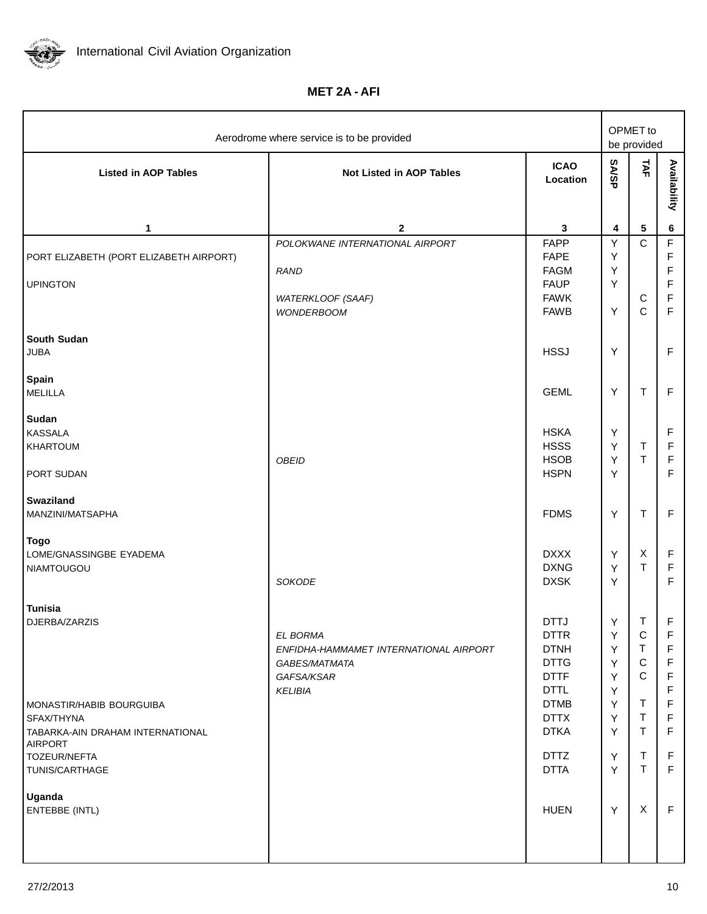International Civil Aviation Organization

## MET 2A - AFI

| Aerodrome where service is to be provided | | | OPMET to be provided | | |
|---|---|---|---|---|---|
| **Listed in AOP Tables** | **Not Listed in AOP Tables** | **ICAO Location** | **SA/SP** | **TAF** | **Availability** |
| **1** | **2** | **3** | **4** | **5** | **6** |
| | *POLOKWANE INTERNATIONAL AIRPORT* | FAPP | Y | C | F |
| PORT ELIZABETH (PORT ELIZABETH AIRPORT) | | FAPE | Y | | F |
| | *RAND* | FAGM | Y | | F |
| UPINGTON | | FAUP | Y | | F |
| | *WATERKLOOF (SAAF)* | FAWK | | C | F |
| | *WONDERBOOM* | FAWB | Y | C | F |
| **South Sudan** | | | | | |
| JUBA | | HSSJ | Y | | F |
| **Spain** | | | | | |
| MELILLA | | GEML | Y | T | F |
| **Sudan** | | | | | |
| KASSALA | | HSKA | Y | | F |
| KHARTOUM | | HSSS | Y | T | F |
| | *OBEID* | HSOB | Y | T | F |
| PORT SUDAN | | HSPN | Y | | F |
| **Swaziland** | | | | | |
| MANZINI/MATSAPHA | | FDMS | Y | T | F |
| **Togo** | | | | | |
| LOME/GNASSINGBE EYADEMA | | DXXX | Y | X | F |
| NIAMTOUGOU | | DXNG | Y | T | F |
| | *SOKODE* | DXSK | Y | | F |
| **Tunisia** | | | | | |
| DJERBA/ZARZIS | | DTTJ | Y | T | F |
| | *EL BORMA* | DTTR | Y | C | F |
| | *ENFIDHA-HAMMAMET INTERNATIONAL AIRPORT* | DTNH | Y | T | F |
| | *GABES/MATMATA* | DTTG | Y | C | F |
| | *GAFSA/KSAR* | DTTF | Y | C | F |
| | *KELIBIA* | DTTL | Y | | F |
| MONASTIR/HABIB BOURGUIBA | | DTMB | Y | T | F |
| SFAX/THYNA | | DTTX | Y | T | F |
| TABARKA-AIN DRAHAM INTERNATIONAL AIRPORT | | DTKA | Y | T | F |
| TOZEUR/NEFTA | | DTTZ | Y | T | F |
| TUNIS/CARTHAGE | | DTTA | Y | T | F |
| **Uganda** | | | | | |
| ENTEBBE (INTL) | | HUEN | Y | X | F |

27/2/2013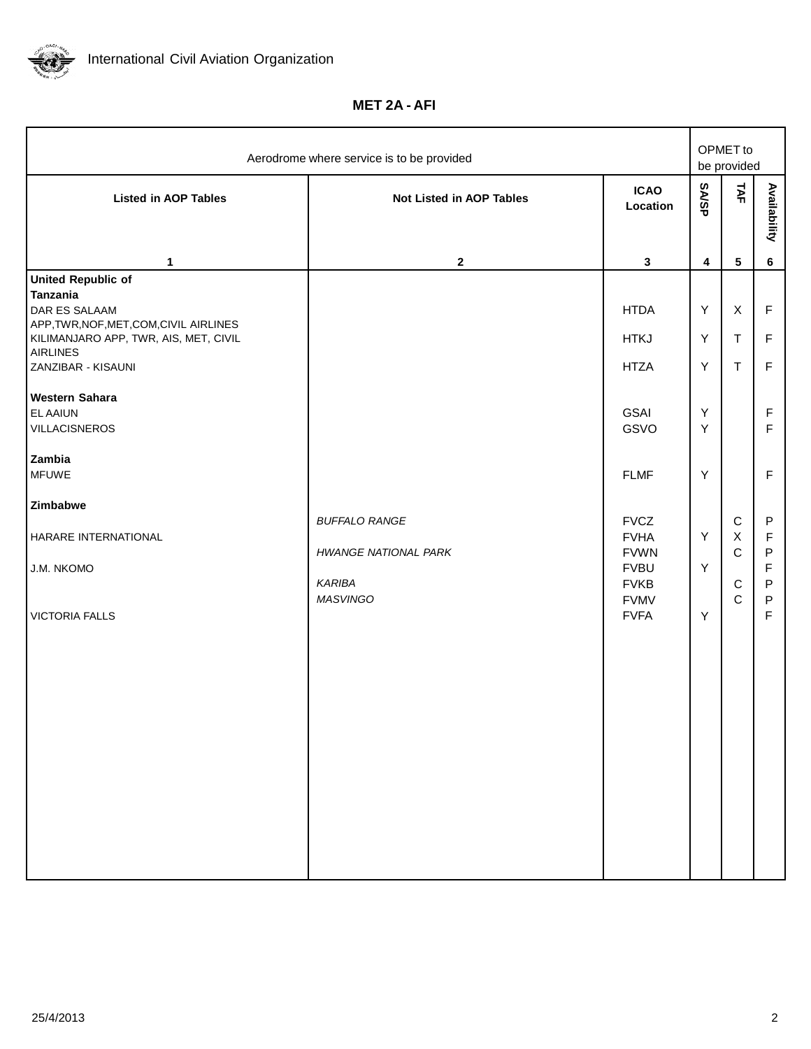International Civil Aviation Organization

## MET 2A - AFI

| Aerodrome where service is to be provided | | | OPMET to be provided | | |
|---|---|---|---|---|---|
| **Listed in AOP Tables** | **Not Listed in AOP Tables** | **ICAO Location** | **SA/SP** | **TAF** | **Availability** |
| 1 | 2 | 3 | 4 | 5 | 6 |
| **United Republic of Tanzania** | | | | | |
| DAR ES SALAAM APP,TWR,NOF,MET,COM,CIVIL AIRLINES | | HTDA | Y | X | F |
| KILIMANJARO APP, TWR, AIS, MET, CIVIL AIRLINES | | HTKJ | Y | T | F |
| ZANZIBAR - KISAUNI | | HTZA | Y | T | F |
| **Western Sahara** | | | | | |
| EL AAIUN | | GSAI | Y | | F |
| VILLACISNEROS | | GSVO | Y | | F |
| **Zambia** | | | | | |
| MFUWE | | FLMF | Y | | F |
| **Zimbabwe** | | | | | |
| | *BUFFALO RANGE* | FVCZ | | C | P |
| HARARE INTERNATIONAL | | FVHA | Y | X | F |
| | *HWANGE NATIONAL PARK* | FVWN | | C | P |
| J.M. NKOMO | | FVBU | Y | | F |
| | *KARIBA* | FVKB | | C | P |
| | *MASVINGO* | FVMV | | C | P |
| VICTORIA FALLS | | FVFA | Y | | F |

25/4/2013